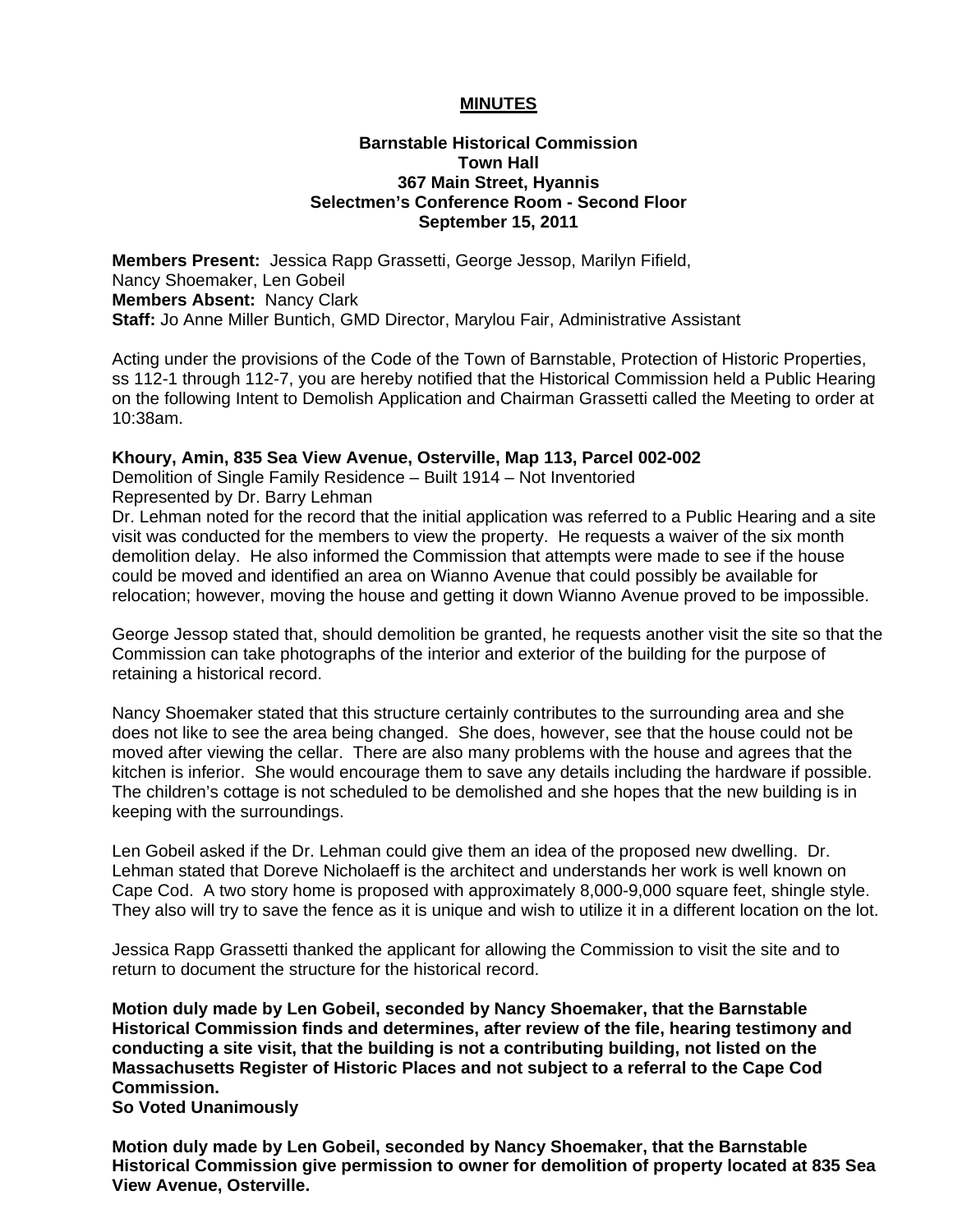**MINUTES**

**Barnstable Historical Commission**
**Town Hall**
**367 Main Street, Hyannis**
**Selectmen's Conference Room - Second Floor**
**September 15, 2011**

**Members Present:** Jessica Rapp Grassetti, George Jessop, Marilyn Fifield, Nancy Shoemaker, Len Gobeil
**Members Absent:** Nancy Clark
**Staff:** Jo Anne Miller Buntich, GMD Director, Marylou Fair, Administrative Assistant

Acting under the provisions of the Code of the Town of Barnstable, Protection of Historic Properties, ss 112-1 through 112-7, you are hereby notified that the Historical Commission held a Public Hearing on the following Intent to Demolish Application and Chairman Grassetti called the Meeting to order at 10:38am.

**Khoury, Amin, 835 Sea View Avenue, Osterville, Map 113, Parcel 002-002**
Demolition of Single Family Residence – Built 1914 – Not Inventoried
Represented by Dr. Barry Lehman
Dr. Lehman noted for the record that the initial application was referred to a Public Hearing and a site visit was conducted for the members to view the property. He requests a waiver of the six month demolition delay. He also informed the Commission that attempts were made to see if the house could be moved and identified an area on Wianno Avenue that could possibly be available for relocation; however, moving the house and getting it down Wianno Avenue proved to be impossible.

George Jessop stated that, should demolition be granted, he requests another visit the site so that the Commission can take photographs of the interior and exterior of the building for the purpose of retaining a historical record.

Nancy Shoemaker stated that this structure certainly contributes to the surrounding area and she does not like to see the area being changed. She does, however, see that the house could not be moved after viewing the cellar. There are also many problems with the house and agrees that the kitchen is inferior. She would encourage them to save any details including the hardware if possible. The children's cottage is not scheduled to be demolished and she hopes that the new building is in keeping with the surroundings.

Len Gobeil asked if the Dr. Lehman could give them an idea of the proposed new dwelling. Dr. Lehman stated that Doreve Nicholaeff is the architect and understands her work is well known on Cape Cod. A two story home is proposed with approximately 8,000-9,000 square feet, shingle style. They also will try to save the fence as it is unique and wish to utilize it in a different location on the lot.

Jessica Rapp Grassetti thanked the applicant for allowing the Commission to visit the site and to return to document the structure for the historical record.

**Motion duly made by Len Gobeil, seconded by Nancy Shoemaker, that the Barnstable Historical Commission finds and determines, after review of the file, hearing testimony and conducting a site visit, that the building is not a contributing building, not listed on the Massachusetts Register of Historic Places and not subject to a referral to the Cape Cod Commission.**
**So Voted Unanimously**

**Motion duly made by Len Gobeil, seconded by Nancy Shoemaker, that the Barnstable Historical Commission give permission to owner for demolition of property located at 835 Sea View Avenue, Osterville.**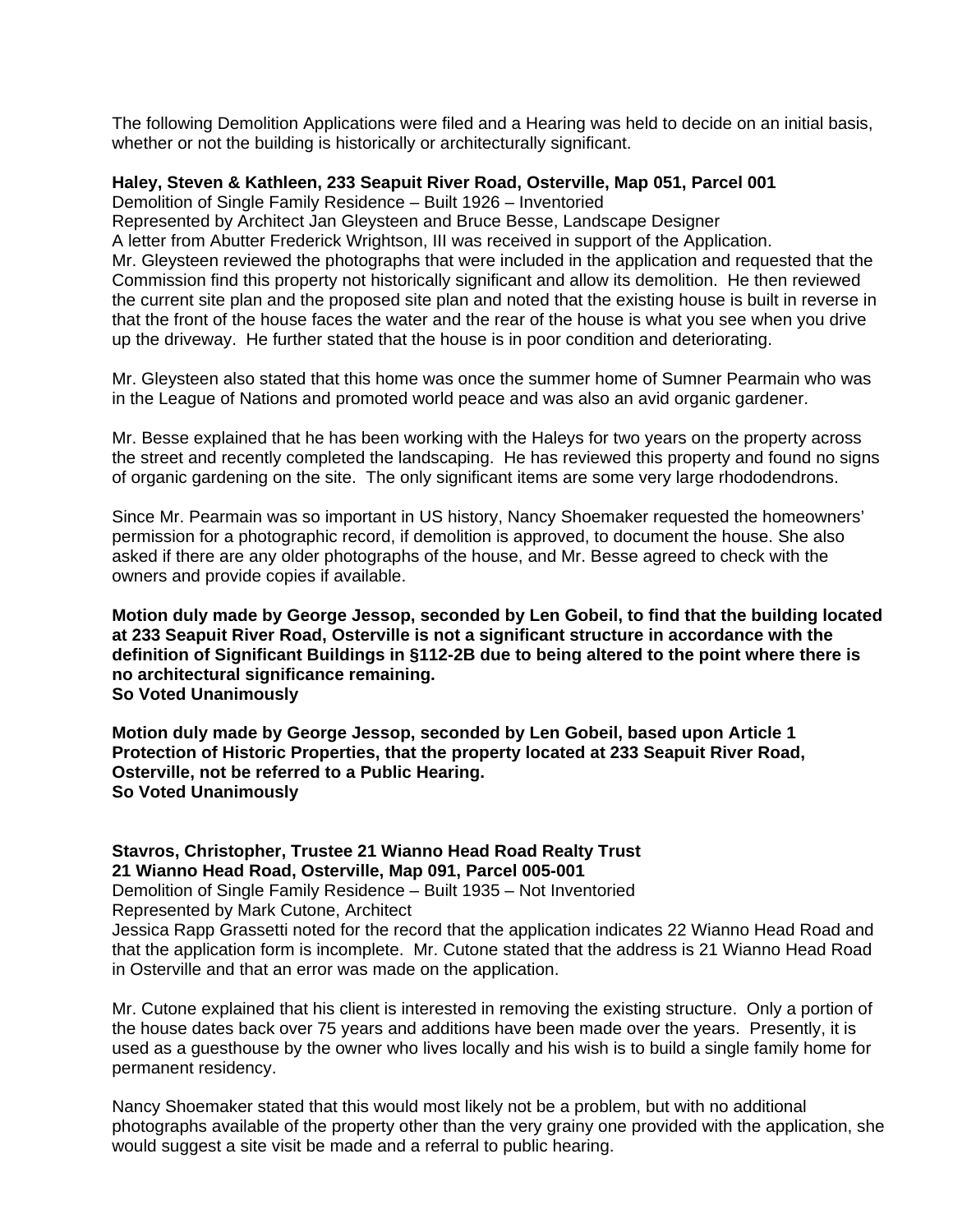The following Demolition Applications were filed and a Hearing was held to decide on an initial basis, whether or not the building is historically or architecturally significant.

**Haley, Steven & Kathleen, 233 Seapuit River Road, Osterville, Map 051, Parcel 001**
Demolition of Single Family Residence – Built 1926 – Inventoried
Represented by Architect Jan Gleysteen and Bruce Besse, Landscape Designer
A letter from Abutter Frederick Wrightson, III was received in support of the Application.
Mr. Gleysteen reviewed the photographs that were included in the application and requested that the Commission find this property not historically significant and allow its demolition. He then reviewed the current site plan and the proposed site plan and noted that the existing house is built in reverse in that the front of the house faces the water and the rear of the house is what you see when you drive up the driveway. He further stated that the house is in poor condition and deteriorating.

Mr. Gleysteen also stated that this home was once the summer home of Sumner Pearmain who was in the League of Nations and promoted world peace and was also an avid organic gardener.

Mr. Besse explained that he has been working with the Haleys for two years on the property across the street and recently completed the landscaping. He has reviewed this property and found no signs of organic gardening on the site. The only significant items are some very large rhododendrons.

Since Mr. Pearmain was so important in US history, Nancy Shoemaker requested the homeowners' permission for a photographic record, if demolition is approved, to document the house. She also asked if there are any older photographs of the house, and Mr. Besse agreed to check with the owners and provide copies if available.

**Motion duly made by George Jessop, seconded by Len Gobeil, to find that the building located at 233 Seapuit River Road, Osterville is not a significant structure in accordance with the definition of Significant Buildings in §112-2B due to being altered to the point where there is no architectural significance remaining.**
**So Voted Unanimously**

**Motion duly made by George Jessop, seconded by Len Gobeil, based upon Article 1 Protection of Historic Properties, that the property located at 233 Seapuit River Road, Osterville, not be referred to a Public Hearing.**
**So Voted Unanimously**

**Stavros, Christopher, Trustee 21 Wianno Head Road Realty Trust**
**21 Wianno Head Road, Osterville, Map 091, Parcel 005-001**
Demolition of Single Family Residence – Built 1935 – Not Inventoried
Represented by Mark Cutone, Architect
Jessica Rapp Grassetti noted for the record that the application indicates 22 Wianno Head Road and that the application form is incomplete. Mr. Cutone stated that the address is 21 Wianno Head Road in Osterville and that an error was made on the application.

Mr. Cutone explained that his client is interested in removing the existing structure. Only a portion of the house dates back over 75 years and additions have been made over the years. Presently, it is used as a guesthouse by the owner who lives locally and his wish is to build a single family home for permanent residency.

Nancy Shoemaker stated that this would most likely not be a problem, but with no additional photographs available of the property other than the very grainy one provided with the application, she would suggest a site visit be made and a referral to public hearing.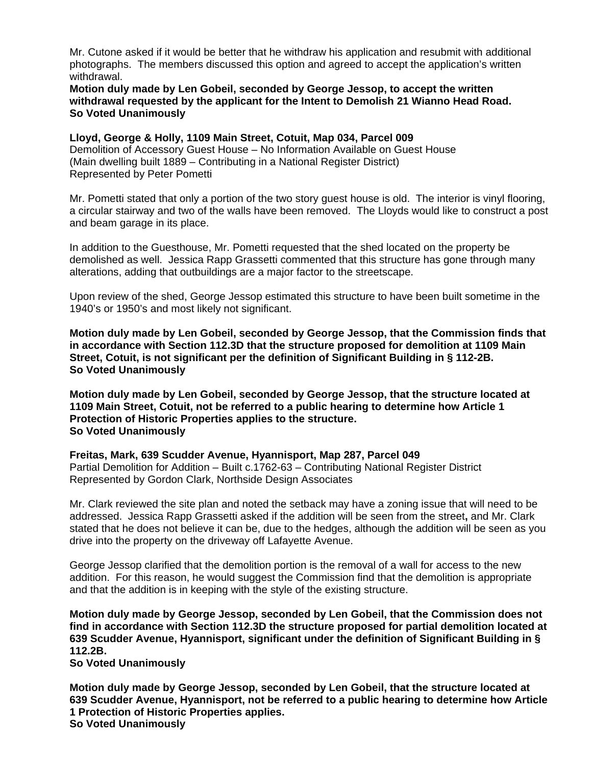Mr. Cutone asked if it would be better that he withdraw his application and resubmit with additional photographs. The members discussed this option and agreed to accept the application's written withdrawal.

**Motion duly made by Len Gobeil, seconded by George Jessop, to accept the written withdrawal requested by the applicant for the Intent to Demolish 21 Wianno Head Road.**
**So Voted Unanimously**

**Lloyd, George & Holly, 1109 Main Street, Cotuit, Map 034, Parcel 009**
Demolition of Accessory Guest House – No Information Available on Guest House
(Main dwelling built 1889 – Contributing in a National Register District)
Represented by Peter Pometti

Mr. Pometti stated that only a portion of the two story guest house is old. The interior is vinyl flooring, a circular stairway and two of the walls have been removed. The Lloyds would like to construct a post and beam garage in its place.

In addition to the Guesthouse, Mr. Pometti requested that the shed located on the property be demolished as well. Jessica Rapp Grassetti commented that this structure has gone through many alterations, adding that outbuildings are a major factor to the streetscape.

Upon review of the shed, George Jessop estimated this structure to have been built sometime in the 1940's or 1950's and most likely not significant.

**Motion duly made by Len Gobeil, seconded by George Jessop, that the Commission finds that in accordance with Section 112.3D that the structure proposed for demolition at 1109 Main Street, Cotuit, is not significant per the definition of Significant Building in § 112-2B.**
**So Voted Unanimously**

**Motion duly made by Len Gobeil, seconded by George Jessop, that the structure located at 1109 Main Street, Cotuit, not be referred to a public hearing to determine how Article 1 Protection of Historic Properties applies to the structure.**
**So Voted Unanimously**

**Freitas, Mark, 639 Scudder Avenue, Hyannisport, Map 287, Parcel 049**
Partial Demolition for Addition – Built c.1762-63 – Contributing National Register District
Represented by Gordon Clark, Northside Design Associates

Mr. Clark reviewed the site plan and noted the setback may have a zoning issue that will need to be addressed. Jessica Rapp Grassetti asked if the addition will be seen from the street**,** and Mr. Clark stated that he does not believe it can be, due to the hedges, although the addition will be seen as you drive into the property on the driveway off Lafayette Avenue.

George Jessop clarified that the demolition portion is the removal of a wall for access to the new addition. For this reason, he would suggest the Commission find that the demolition is appropriate and that the addition is in keeping with the style of the existing structure.

**Motion duly made by George Jessop, seconded by Len Gobeil, that the Commission does not find in accordance with Section 112.3D the structure proposed for partial demolition located at 639 Scudder Avenue, Hyannisport, significant under the definition of Significant Building in § 112.2B.**
**So Voted Unanimously**

**Motion duly made by George Jessop, seconded by Len Gobeil, that the structure located at 639 Scudder Avenue, Hyannisport, not be referred to a public hearing to determine how Article 1 Protection of Historic Properties applies.**
**So Voted Unanimously**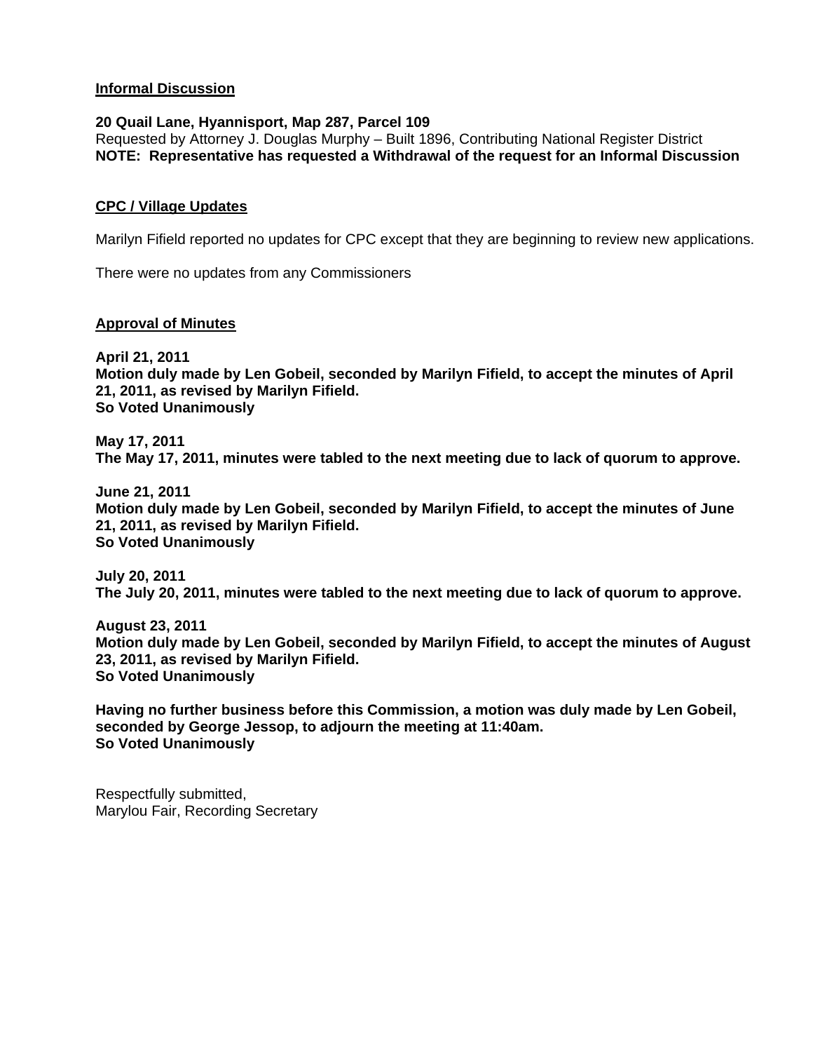**Informal Discussion**

**20 Quail Lane, Hyannisport, Map 287, Parcel 109**
Requested by Attorney J. Douglas Murphy – Built 1896, Contributing National Register District
**NOTE: Representative has requested a Withdrawal of the request for an Informal Discussion**

**CPC / Village Updates**

Marilyn Fifield reported no updates for CPC except that they are beginning to review new applications.

There were no updates from any Commissioners

**Approval of Minutes**

**April 21, 2011**
**Motion duly made by Len Gobeil, seconded by Marilyn Fifield, to accept the minutes of April 21, 2011, as revised by Marilyn Fifield.**
**So Voted Unanimously**

**May 17, 2011**
**The May 17, 2011, minutes were tabled to the next meeting due to lack of quorum to approve.**

**June 21, 2011**
**Motion duly made by Len Gobeil, seconded by Marilyn Fifield, to accept the minutes of June 21, 2011, as revised by Marilyn Fifield.**
**So Voted Unanimously**

**July 20, 2011**
**The July 20, 2011, minutes were tabled to the next meeting due to lack of quorum to approve.**

**August 23, 2011**
**Motion duly made by Len Gobeil, seconded by Marilyn Fifield, to accept the minutes of August 23, 2011, as revised by Marilyn Fifield.**
**So Voted Unanimously**

**Having no further business before this Commission, a motion was duly made by Len Gobeil, seconded by George Jessop, to adjourn the meeting at 11:40am.**
**So Voted Unanimously**

Respectfully submitted,
Marylou Fair, Recording Secretary